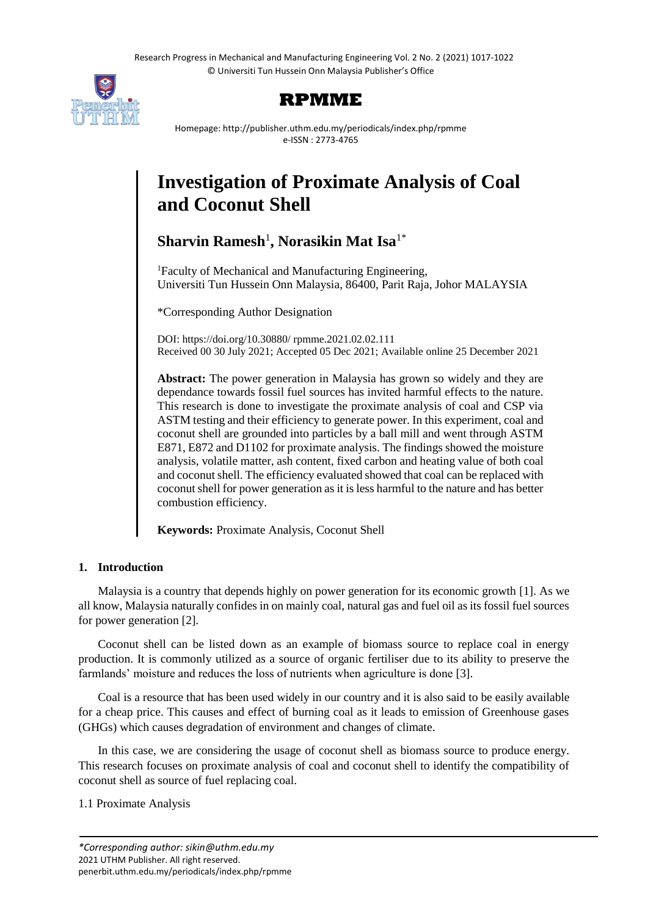# Investigation of Proximate Analysis of Coal and Coconut Shell

**Sharvin Ramesh**[1], **Norasikin Mat Isa**[1*]

[1]Faculty of Mechanical and Manufacturing Engineering, Universiti Tun Hussein Onn Malaysia, 86400, Parit Raja, Johor MALAYSIA

*Corresponding Author Designation

DOI: https://doi.org/10.30880/ rpmme.2021.02.02.111
Received 00 30 July 2021; Accepted 05 Dec 2021; Available online 25 December 2021

**Abstract:** The power generation in Malaysia has grown so widely and they are dependance towards fossil fuel sources has invited harmful effects to the nature. This research is done to investigate the proximate analysis of coal and CSP via ASTM testing and their efficiency to generate power. In this experiment, coal and coconut shell are grounded into particles by a ball mill and went through ASTM E871, E872 and D1102 for proximate analysis. The findings showed the moisture analysis, volatile matter, ash content, fixed carbon and heating value of both coal and coconut shell. The efficiency evaluated showed that coal can be replaced with coconut shell for power generation as it is less harmful to the nature and has better combustion efficiency.

**Keywords:** Proximate Analysis, Coconut Shell

## 1. Introduction

Malaysia is a country that depends highly on power generation for its economic growth [1]. As we all know, Malaysia naturally confides in on mainly coal, natural gas and fuel oil as its fossil fuel sources for power generation [2].

Coconut shell can be listed down as an example of biomass source to replace coal in energy production. It is commonly utilized as a source of organic fertiliser due to its ability to preserve the farmlands' moisture and reduces the loss of nutrients when agriculture is done [3].

Coal is a resource that has been used widely in our country and it is also said to be easily available for a cheap price. This causes and effect of burning coal as it leads to emission of Greenhouse gases (GHGs) which causes degradation of environment and changes of climate.

In this case, we are considering the usage of coconut shell as biomass source to produce energy. This research focuses on proximate analysis of coal and coconut shell to identify the compatibility of coconut shell as source of fuel replacing coal.

### 1.1 Proximate Analysis

*Corresponding author: sikin@uthm.edu.my
2021 UTHM Publisher. All right reserved.
penerbit.uthm.edu.my/periodicals/index.php/rpmme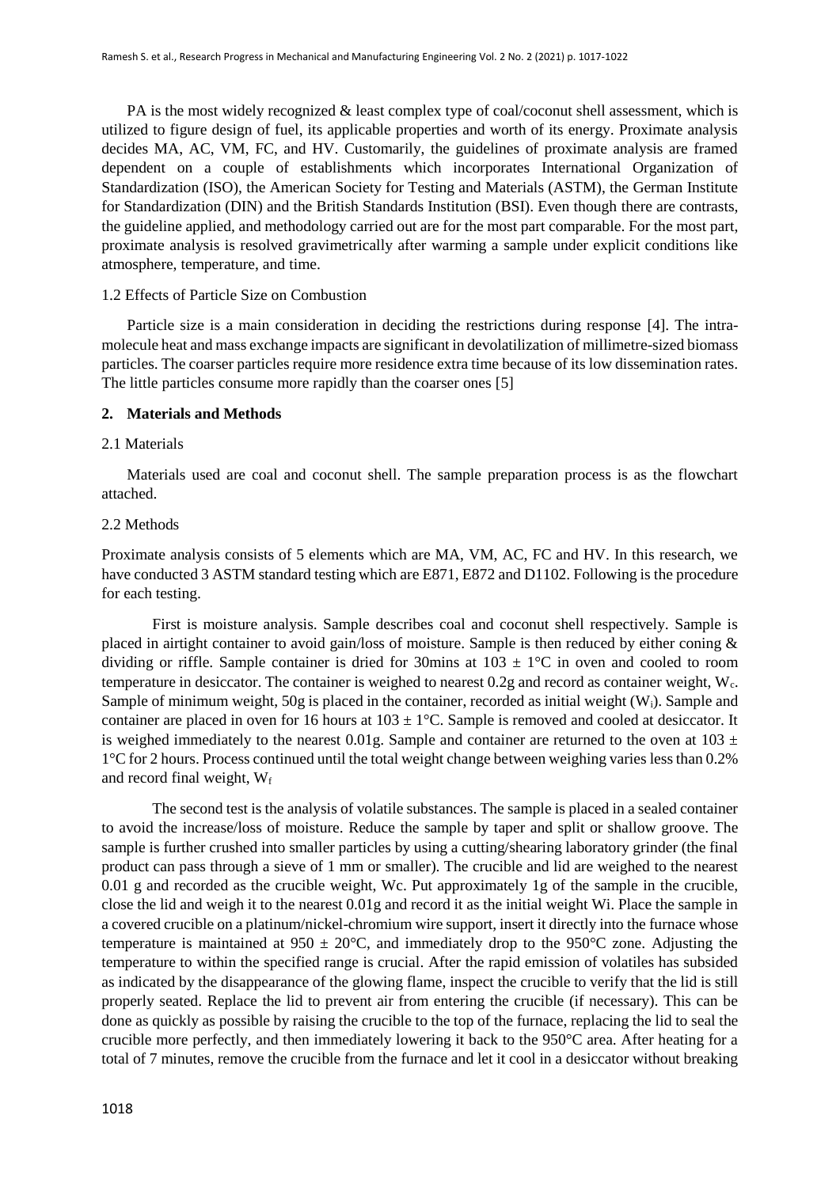PA is the most widely recognized & least complex type of coal/coconut shell assessment, which is utilized to figure design of fuel, its applicable properties and worth of its energy. Proximate analysis decides MA, AC, VM, FC, and HV. Customarily, the guidelines of proximate analysis are framed dependent on a couple of establishments which incorporates International Organization of Standardization (ISO), the American Society for Testing and Materials (ASTM), the German Institute for Standardization (DIN) and the British Standards Institution (BSI). Even though there are contrasts, the guideline applied, and methodology carried out are for the most part comparable. For the most part, proximate analysis is resolved gravimetrically after warming a sample under explicit conditions like atmosphere, temperature, and time.

### 1.2 Effects of Particle Size on Combustion

Particle size is a main consideration in deciding the restrictions during response [4]. The intra-molecule heat and mass exchange impacts are significant in devolatilization of millimetre-sized biomass particles. The coarser particles require more residence extra time because of its low dissemination rates. The little particles consume more rapidly than the coarser ones [5]

## 2. Materials and Methods

### 2.1 Materials

Materials used are coal and coconut shell. The sample preparation process is as the flowchart attached.

### 2.2 Methods

Proximate analysis consists of 5 elements which are MA, VM, AC, FC and HV. In this research, we have conducted 3 ASTM standard testing which are E871, E872 and D1102. Following is the procedure for each testing.

First is moisture analysis. Sample describes coal and coconut shell respectively. Sample is placed in airtight container to avoid gain/loss of moisture. Sample is then reduced by either coning & dividing or riffle. Sample container is dried for 30mins at $103 \pm 1°C$ in oven and cooled to room temperature in desiccator. The container is weighed to nearest 0.2g and record as container weight, $W_c$. Sample of minimum weight, 50g is placed in the container, recorded as initial weight ($W_i$). Sample and container are placed in oven for 16 hours at $103 \pm 1°C$. Sample is removed and cooled at desiccator. It is weighed immediately to the nearest 0.01g. Sample and container are returned to the oven at $103 \pm 1°C$ for 2 hours. Process continued until the total weight change between weighing varies less than 0.2% and record final weight, $W_f$

The second test is the analysis of volatile substances. The sample is placed in a sealed container to avoid the increase/loss of moisture. Reduce the sample by taper and split or shallow groove. The sample is further crushed into smaller particles by using a cutting/shearing laboratory grinder (the final product can pass through a sieve of 1 mm or smaller). The crucible and lid are weighed to the nearest 0.01 g and recorded as the crucible weight, Wc. Put approximately 1g of the sample in the crucible, close the lid and weigh it to the nearest 0.01g and record it as the initial weight Wi. Place the sample in a covered crucible on a platinum/nickel-chromium wire support, insert it directly into the furnace whose temperature is maintained at $950 \pm 20°C$, and immediately drop to the 950°C zone. Adjusting the temperature to within the specified range is crucial. After the rapid emission of volatiles has subsided as indicated by the disappearance of the glowing flame, inspect the crucible to verify that the lid is still properly seated. Replace the lid to prevent air from entering the crucible (if necessary). This can be done as quickly as possible by raising the crucible to the top of the furnace, replacing the lid to seal the crucible more perfectly, and then immediately lowering it back to the 950°C area. After heating for a total of 7 minutes, remove the crucible from the furnace and let it cool in a desiccator without breaking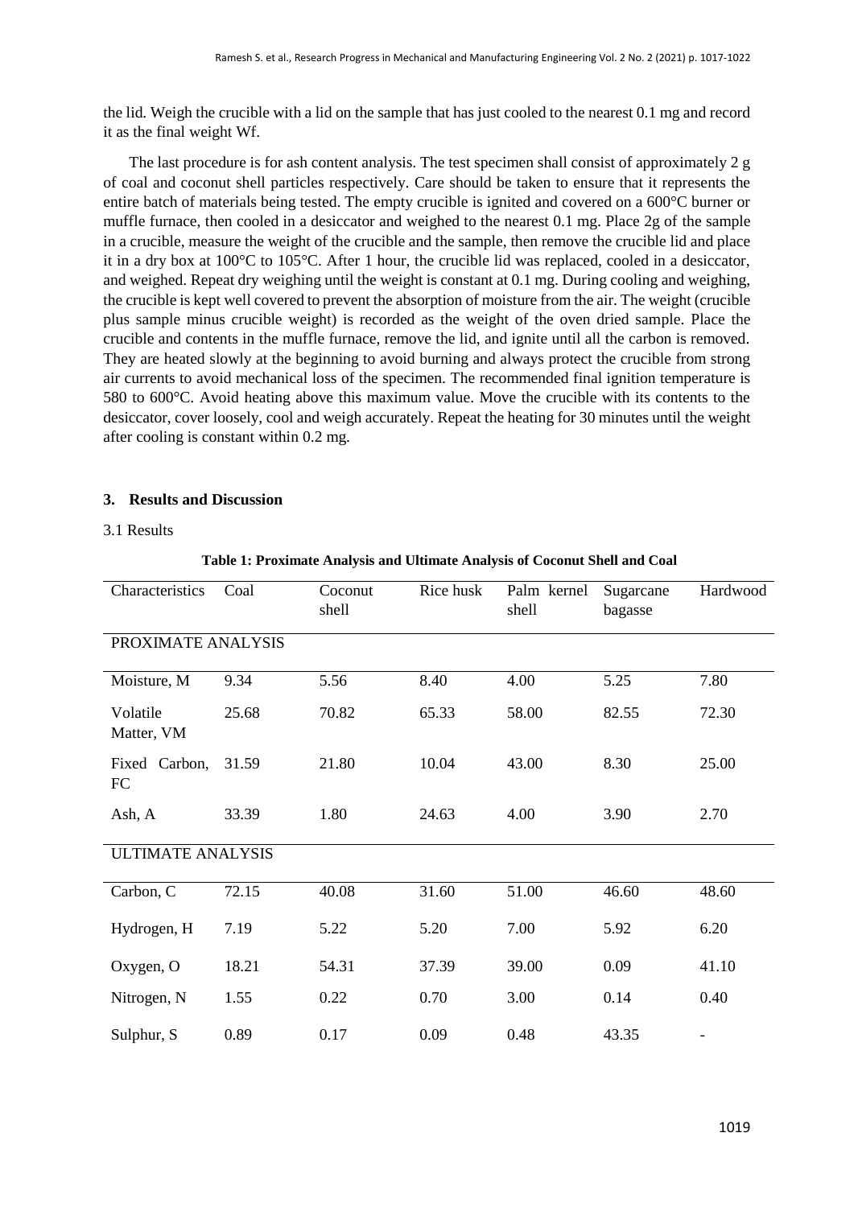the lid. Weigh the crucible with a lid on the sample that has just cooled to the nearest 0.1 mg and record it as the final weight Wf.

The last procedure is for ash content analysis. The test specimen shall consist of approximately 2 g of coal and coconut shell particles respectively. Care should be taken to ensure that it represents the entire batch of materials being tested. The empty crucible is ignited and covered on a 600°C burner or muffle furnace, then cooled in a desiccator and weighed to the nearest 0.1 mg. Place 2g of the sample in a crucible, measure the weight of the crucible and the sample, then remove the crucible lid and place it in a dry box at 100°C to 105°C. After 1 hour, the crucible lid was replaced, cooled in a desiccator, and weighed. Repeat dry weighing until the weight is constant at 0.1 mg. During cooling and weighing, the crucible is kept well covered to prevent the absorption of moisture from the air. The weight (crucible plus sample minus crucible weight) is recorded as the weight of the oven dried sample. Place the crucible and contents in the muffle furnace, remove the lid, and ignite until all the carbon is removed. They are heated slowly at the beginning to avoid burning and always protect the crucible from strong air currents to avoid mechanical loss of the specimen. The recommended final ignition temperature is 580 to 600°C. Avoid heating above this maximum value. Move the crucible with its contents to the desiccator, cover loosely, cool and weigh accurately. Repeat the heating for 30 minutes until the weight after cooling is constant within 0.2 mg.

## 3. Results and Discussion

### 3.1 Results

**Table 1: Proximate Analysis and Ultimate Analysis of Coconut Shell and Coal**

| Characteristics | Coal | Coconut shell | Rice husk | Palm kernel shell | Sugarcane bagasse | Hardwood |
|---|---|---|---|---|---|---|
| PROXIMATE ANALYSIS | | | | | | |
| Moisture, M | 9.34 | 5.56 | 8.40 | 4.00 | 5.25 | 7.80 |
| Volatile Matter, VM | 25.68 | 70.82 | 65.33 | 58.00 | 82.55 | 72.30 |
| Fixed Carbon, FC | 31.59 | 21.80 | 10.04 | 43.00 | 8.30 | 25.00 |
| Ash, A | 33.39 | 1.80 | 24.63 | 4.00 | 3.90 | 2.70 |
| ULTIMATE ANALYSIS | | | | | | |
| Carbon, C | 72.15 | 40.08 | 31.60 | 51.00 | 46.60 | 48.60 |
| Hydrogen, H | 7.19 | 5.22 | 5.20 | 7.00 | 5.92 | 6.20 |
| Oxygen, O | 18.21 | 54.31 | 37.39 | 39.00 | 0.09 | 41.10 |
| Nitrogen, N | 1.55 | 0.22 | 0.70 | 3.00 | 0.14 | 0.40 |
| Sulphur, S | 0.89 | 0.17 | 0.09 | 0.48 | 43.35 | - |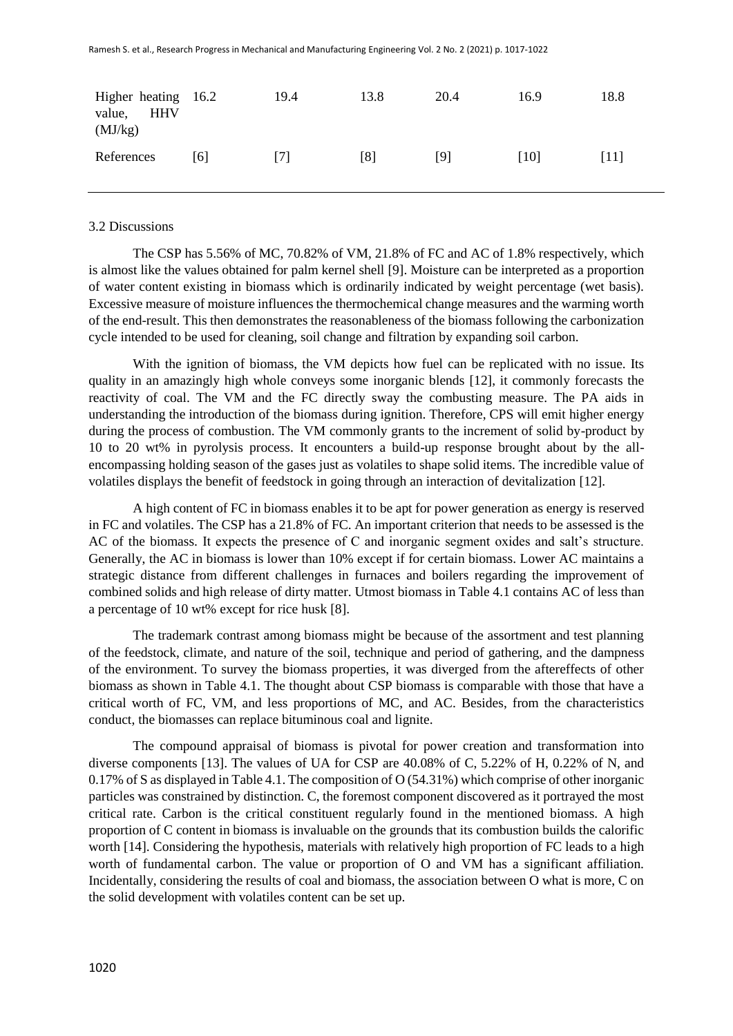| Higher heating value, HHV (MJ/kg) | 16.2 | 19.4 | 13.8 | 20.4 | 16.9 | 18.8 |
|---|---|---|---|---|---|---|
| References | [6] | [7] | [8] | [9] | [10] | [11] |

### 3.2 Discussions

The CSP has 5.56% of MC, 70.82% of VM, 21.8% of FC and AC of 1.8% respectively, which is almost like the values obtained for palm kernel shell [9]. Moisture can be interpreted as a proportion of water content existing in biomass which is ordinarily indicated by weight percentage (wet basis). Excessive measure of moisture influences the thermochemical change measures and the warming worth of the end-result. This then demonstrates the reasonableness of the biomass following the carbonization cycle intended to be used for cleaning, soil change and filtration by expanding soil carbon.

With the ignition of biomass, the VM depicts how fuel can be replicated with no issue. Its quality in an amazingly high whole conveys some inorganic blends [12], it commonly forecasts the reactivity of coal. The VM and the FC directly sway the combusting measure. The PA aids in understanding the introduction of the biomass during ignition. Therefore, CPS will emit higher energy during the process of combustion. The VM commonly grants to the increment of solid by-product by 10 to 20 wt% in pyrolysis process. It encounters a build-up response brought about by the all-encompassing holding season of the gases just as volatiles to shape solid items. The incredible value of volatiles displays the benefit of feedstock in going through an interaction of devitalization [12].

A high content of FC in biomass enables it to be apt for power generation as energy is reserved in FC and volatiles. The CSP has a 21.8% of FC. An important criterion that needs to be assessed is the AC of the biomass. It expects the presence of C and inorganic segment oxides and salt's structure. Generally, the AC in biomass is lower than 10% except if for certain biomass. Lower AC maintains a strategic distance from different challenges in furnaces and boilers regarding the improvement of combined solids and high release of dirty matter. Utmost biomass in Table 4.1 contains AC of less than a percentage of 10 wt% except for rice husk [8].

The trademark contrast among biomass might be because of the assortment and test planning of the feedstock, climate, and nature of the soil, technique and period of gathering, and the dampness of the environment. To survey the biomass properties, it was diverged from the aftereffects of other biomass as shown in Table 4.1. The thought about CSP biomass is comparable with those that have a critical worth of FC, VM, and less proportions of MC, and AC. Besides, from the characteristics conduct, the biomasses can replace bituminous coal and lignite.

The compound appraisal of biomass is pivotal for power creation and transformation into diverse components [13]. The values of UA for CSP are 40.08% of C, 5.22% of H, 0.22% of N, and 0.17% of S as displayed in Table 4.1. The composition of O (54.31%) which comprise of other inorganic particles was constrained by distinction. C, the foremost component discovered as it portrayed the most critical rate. Carbon is the critical constituent regularly found in the mentioned biomass. A high proportion of C content in biomass is invaluable on the grounds that its combustion builds the calorific worth [14]. Considering the hypothesis, materials with relatively high proportion of FC leads to a high worth of fundamental carbon. The value or proportion of O and VM has a significant affiliation. Incidentally, considering the results of coal and biomass, the association between O what is more, C on the solid development with volatiles content can be set up.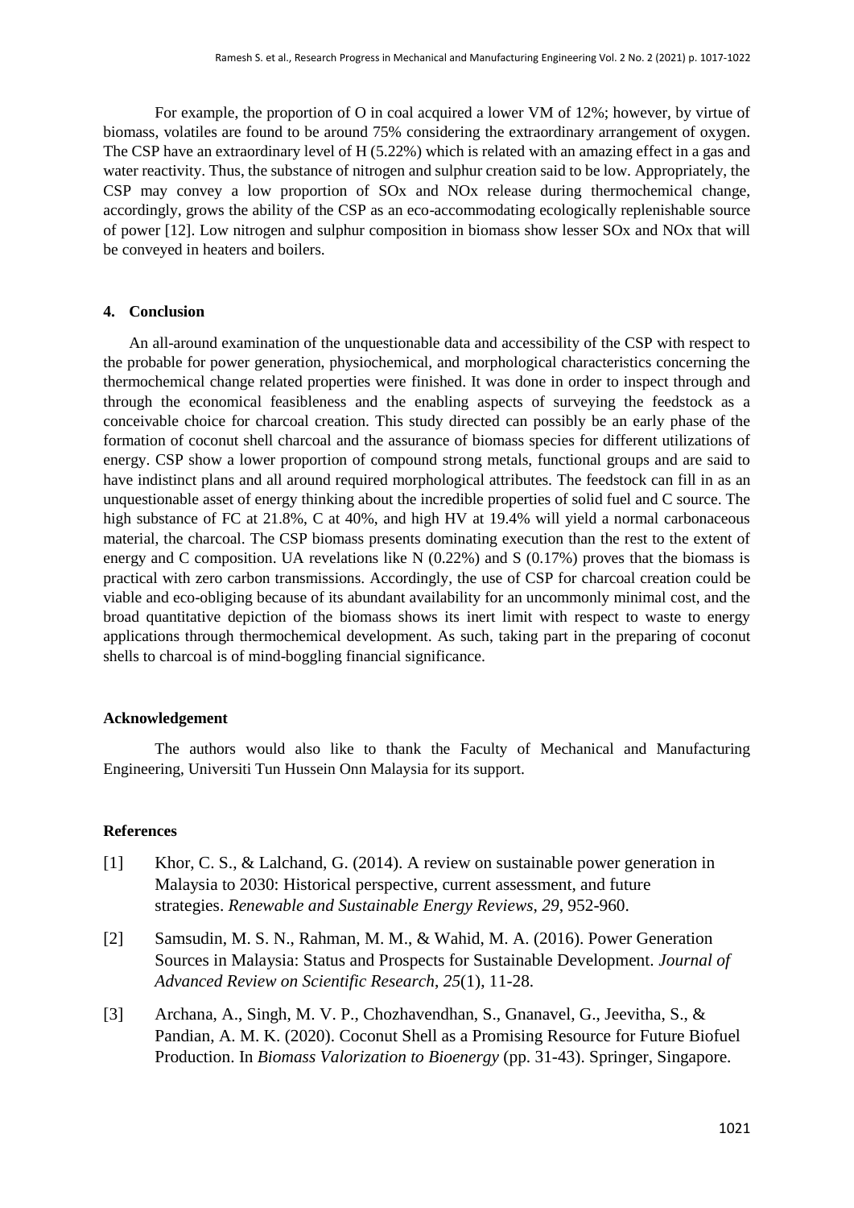For example, the proportion of O in coal acquired a lower VM of 12%; however, by virtue of biomass, volatiles are found to be around 75% considering the extraordinary arrangement of oxygen. The CSP have an extraordinary level of H (5.22%) which is related with an amazing effect in a gas and water reactivity. Thus, the substance of nitrogen and sulphur creation said to be low. Appropriately, the CSP may convey a low proportion of SOx and NOx release during thermochemical change, accordingly, grows the ability of the CSP as an eco-accommodating ecologically replenishable source of power [12]. Low nitrogen and sulphur composition in biomass show lesser SOx and NOx that will be conveyed in heaters and boilers.

## 4. Conclusion

An all-around examination of the unquestionable data and accessibility of the CSP with respect to the probable for power generation, physiochemical, and morphological characteristics concerning the thermochemical change related properties were finished. It was done in order to inspect through and through the economical feasibleness and the enabling aspects of surveying the feedstock as a conceivable choice for charcoal creation. This study directed can possibly be an early phase of the formation of coconut shell charcoal and the assurance of biomass species for different utilizations of energy. CSP show a lower proportion of compound strong metals, functional groups and are said to have indistinct plans and all around required morphological attributes. The feedstock can fill in as an unquestionable asset of energy thinking about the incredible properties of solid fuel and C source. The high substance of FC at 21.8%, C at 40%, and high HV at 19.4% will yield a normal carbonaceous material, the charcoal. The CSP biomass presents dominating execution than the rest to the extent of energy and C composition. UA revelations like N (0.22%) and S (0.17%) proves that the biomass is practical with zero carbon transmissions. Accordingly, the use of CSP for charcoal creation could be viable and eco-obliging because of its abundant availability for an uncommonly minimal cost, and the broad quantitative depiction of the biomass shows its inert limit with respect to waste to energy applications through thermochemical development. As such, taking part in the preparing of coconut shells to charcoal is of mind-boggling financial significance.

## Acknowledgement

The authors would also like to thank the Faculty of Mechanical and Manufacturing Engineering, Universiti Tun Hussein Onn Malaysia for its support.

## References

[1] Khor, C. S., & Lalchand, G. (2014). A review on sustainable power generation in Malaysia to 2030: Historical perspective, current assessment, and future strategies. *Renewable and Sustainable Energy Reviews*, *29*, 952-960.

[2] Samsudin, M. S. N., Rahman, M. M., & Wahid, M. A. (2016). Power Generation Sources in Malaysia: Status and Prospects for Sustainable Development. *Journal of Advanced Review on Scientific Research*, *25*(1), 11-28.

[3] Archana, A., Singh, M. V. P., Chozhavendhan, S., Gnanavel, G., Jeevitha, S., & Pandian, A. M. K. (2020). Coconut Shell as a Promising Resource for Future Biofuel Production. In *Biomass Valorization to Bioenergy* (pp. 31-43). Springer, Singapore.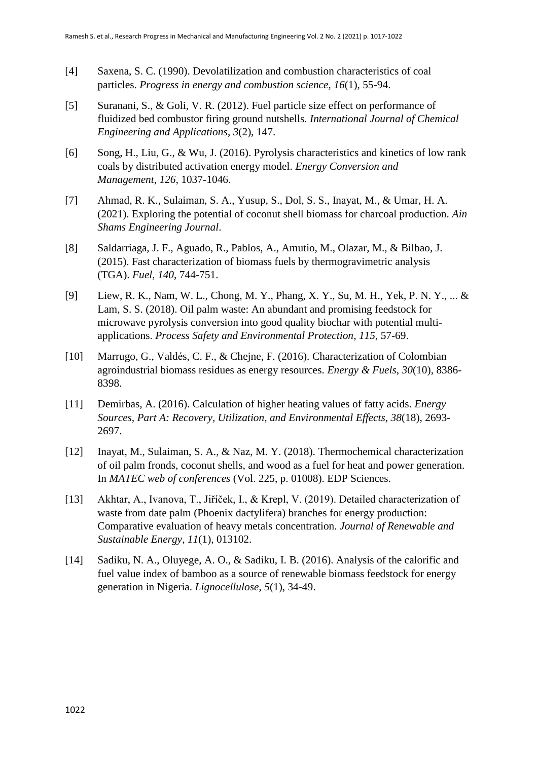[4] Saxena, S. C. (1990). Devolatilization and combustion characteristics of coal particles. *Progress in energy and combustion science*, *16*(1), 55-94.

[5] Suranani, S., & Goli, V. R. (2012). Fuel particle size effect on performance of fluidized bed combustor firing ground nutshells. *International Journal of Chemical Engineering and Applications*, *3*(2), 147.

[6] Song, H., Liu, G., & Wu, J. (2016). Pyrolysis characteristics and kinetics of low rank coals by distributed activation energy model. *Energy Conversion and Management*, *126*, 1037-1046.

[7] Ahmad, R. K., Sulaiman, S. A., Yusup, S., Dol, S. S., Inayat, M., & Umar, H. A. (2021). Exploring the potential of coconut shell biomass for charcoal production. *Ain Shams Engineering Journal*.

[8] Saldarriaga, J. F., Aguado, R., Pablos, A., Amutio, M., Olazar, M., & Bilbao, J. (2015). Fast characterization of biomass fuels by thermogravimetric analysis (TGA). *Fuel*, *140*, 744-751.

[9] Liew, R. K., Nam, W. L., Chong, M. Y., Phang, X. Y., Su, M. H., Yek, P. N. Y., ... & Lam, S. S. (2018). Oil palm waste: An abundant and promising feedstock for microwave pyrolysis conversion into good quality biochar with potential multi-applications. *Process Safety and Environmental Protection*, *115*, 57-69.

[10] Marrugo, G., Valdés, C. F., & Chejne, F. (2016). Characterization of Colombian agroindustrial biomass residues as energy resources. *Energy & Fuels*, *30*(10), 8386-8398.

[11] Demirbas, A. (2016). Calculation of higher heating values of fatty acids. *Energy Sources, Part A: Recovery, Utilization, and Environmental Effects*, *38*(18), 2693-2697.

[12] Inayat, M., Sulaiman, S. A., & Naz, M. Y. (2018). Thermochemical characterization of oil palm fronds, coconut shells, and wood as a fuel for heat and power generation. In *MATEC web of conferences* (Vol. 225, p. 01008). EDP Sciences.

[13] Akhtar, A., Ivanova, T., Jiříček, I., & Krepl, V. (2019). Detailed characterization of waste from date palm (Phoenix dactylifera) branches for energy production: Comparative evaluation of heavy metals concentration. *Journal of Renewable and Sustainable Energy*, *11*(1), 013102.

[14] Sadiku, N. A., Oluyege, A. O., & Sadiku, I. B. (2016). Analysis of the calorific and fuel value index of bamboo as a source of renewable biomass feedstock for energy generation in Nigeria. *Lignocellulose*, *5*(1), 34-49.